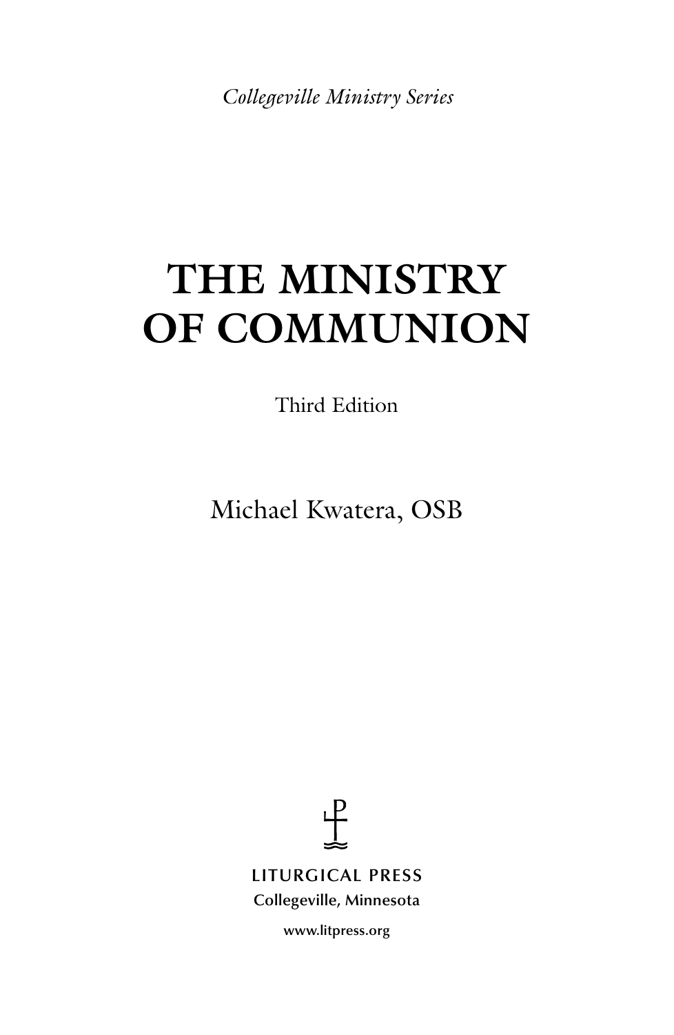*Collegeville Ministry Series*

# THE MINISTRY OF COMMUNION

Third Edition

Michael Kwatera, OSB

LITURGICAL PRESS
Collegeville, Minnesota

www.litpress.org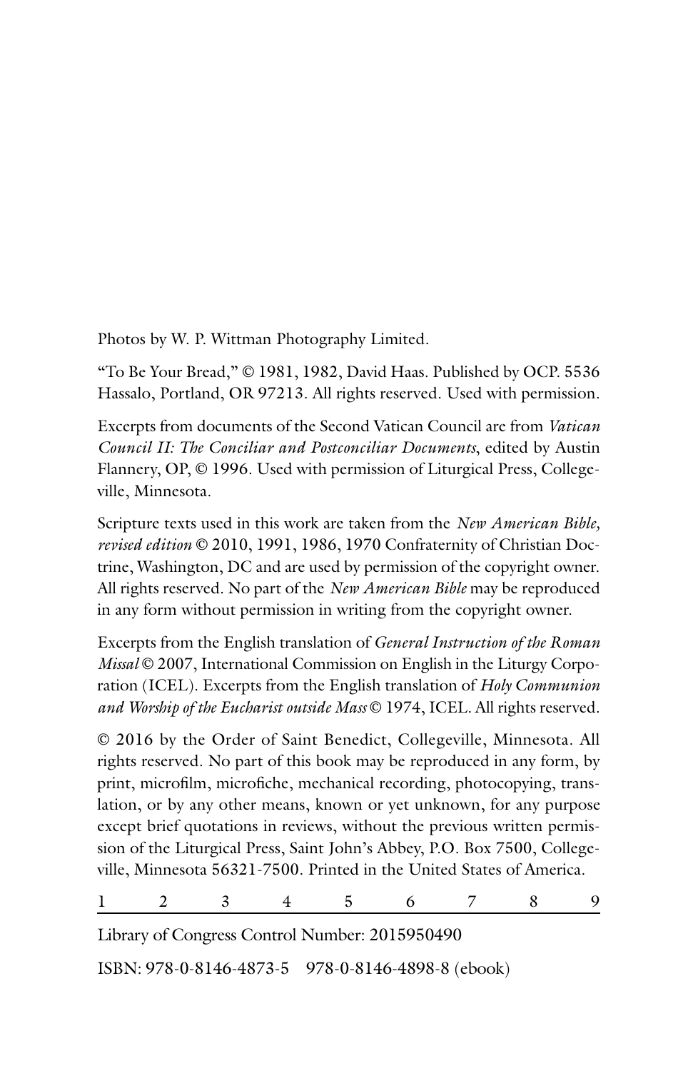Photos by W. P. Wittman Photography Limited.

"To Be Your Bread," © 1981, 1982, David Haas. Published by OCP. 5536 Hassalo, Portland, OR 97213. All rights reserved. Used with permission.

Excerpts from documents of the Second Vatican Council are from *Vatican Council II: The Conciliar and Postconciliar Documents*, edited by Austin Flannery, OP, © 1996. Used with permission of Liturgical Press, Collegeville, Minnesota.

Scripture texts used in this work are taken from the *New American Bible, revised edition* © 2010, 1991, 1986, 1970 Confraternity of Christian Doctrine, Washington, DC and are used by permission of the copyright owner. All rights reserved. No part of the *New American Bible* may be reproduced in any form without permission in writing from the copyright owner.

Excerpts from the English translation of *General Instruction of the Roman Missal* © 2007, International Commission on English in the Liturgy Corporation (ICEL). Excerpts from the English translation of *Holy Communion and Worship of the Eucharist outside Mass* © 1974, ICEL. All rights reserved.

© 2016 by the Order of Saint Benedict, Collegeville, Minnesota. All rights reserved. No part of this book may be reproduced in any form, by print, microfilm, microfiche, mechanical recording, photocopying, translation, or by any other means, known or yet unknown, for any purpose except brief quotations in reviews, without the previous written permission of the Liturgical Press, Saint John's Abbey, P.O. Box 7500, Collegeville, Minnesota 56321-7500. Printed in the United States of America.

1 2 3 4 5 6 7 8 9

Library of Congress Control Number: 2015950490

ISBN: 978-0-8146-4873-5 978-0-8146-4898-8 (ebook)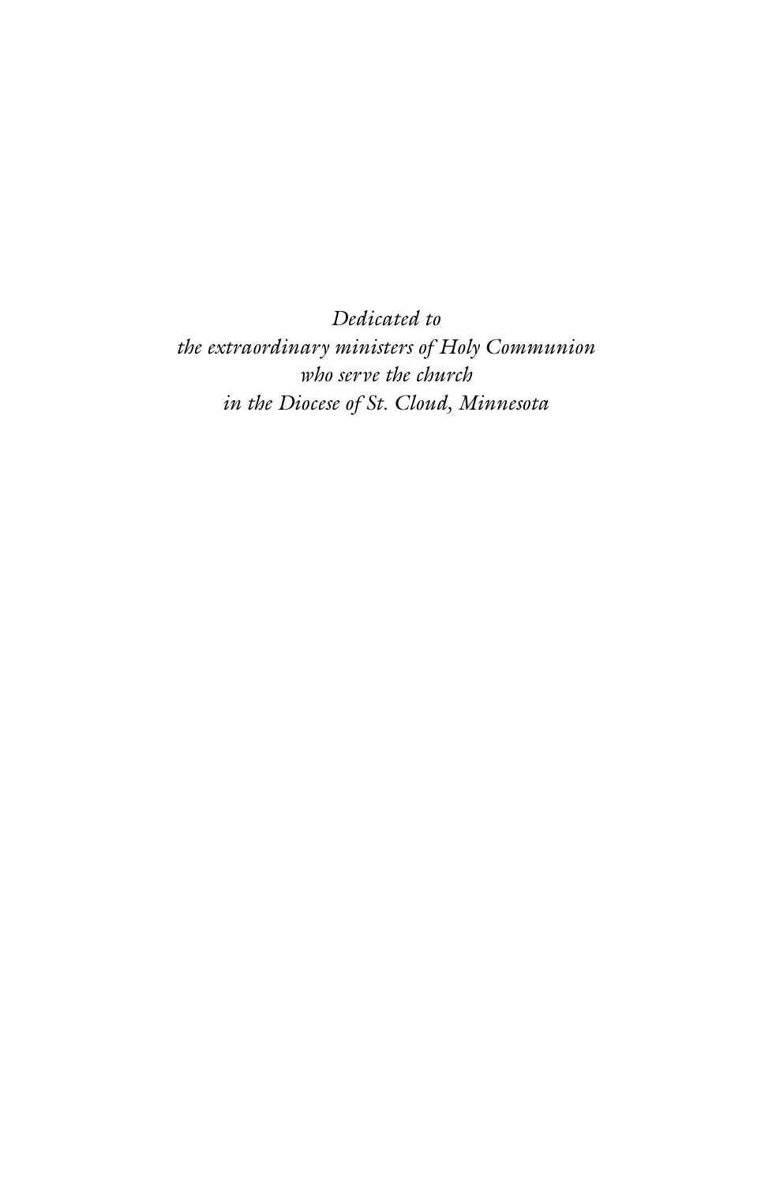*Dedicated to*
*the extraordinary ministers of Holy Communion*
*who serve the church*
*in the Diocese of St. Cloud, Minnesota*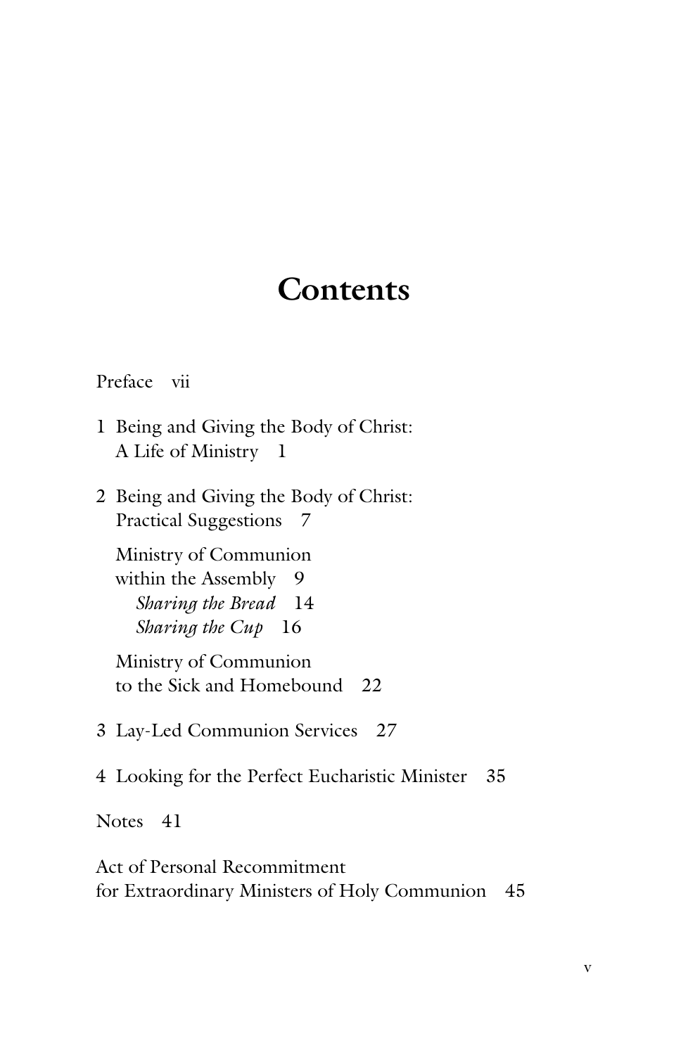# Contents

Preface vii

1 Being and Giving the Body of Christ:
A Life of Ministry 1

2 Being and Giving the Body of Christ:
Practical Suggestions 7

Ministry of Communion
within the Assembly 9

*Sharing the Bread* 14

*Sharing the Cup* 16

Ministry of Communion
to the Sick and Homebound 22

3 Lay-Led Communion Services 27

4 Looking for the Perfect Eucharistic Minister 35

Notes 41

Act of Personal Recommitment
for Extraordinary Ministers of Holy Communion 45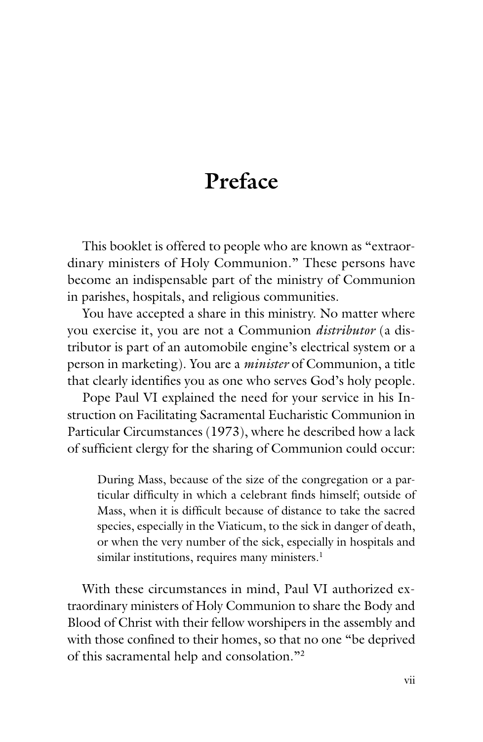# Preface

This booklet is offered to people who are known as "extraordinary ministers of Holy Communion." These persons have become an indispensable part of the ministry of Communion in parishes, hospitals, and religious communities.

You have accepted a share in this ministry. No matter where you exercise it, you are not a Communion *distributor* (a distributor is part of an automobile engine's electrical system or a person in marketing). You are a *minister* of Communion, a title that clearly identifies you as one who serves God's holy people.

Pope Paul VI explained the need for your service in his Instruction on Facilitating Sacramental Eucharistic Communion in Particular Circumstances (1973), where he described how a lack of sufficient clergy for the sharing of Communion could occur:

> During Mass, because of the size of the congregation or a particular difficulty in which a celebrant finds himself; outside of Mass, when it is difficult because of distance to take the sacred species, especially in the Viaticum, to the sick in danger of death, or when the very number of the sick, especially in hospitals and similar institutions, requires many ministers.[1]

With these circumstances in mind, Paul VI authorized extraordinary ministers of Holy Communion to share the Body and Blood of Christ with their fellow worshipers in the assembly and with those confined to their homes, so that no one "be deprived of this sacramental help and consolation."[2]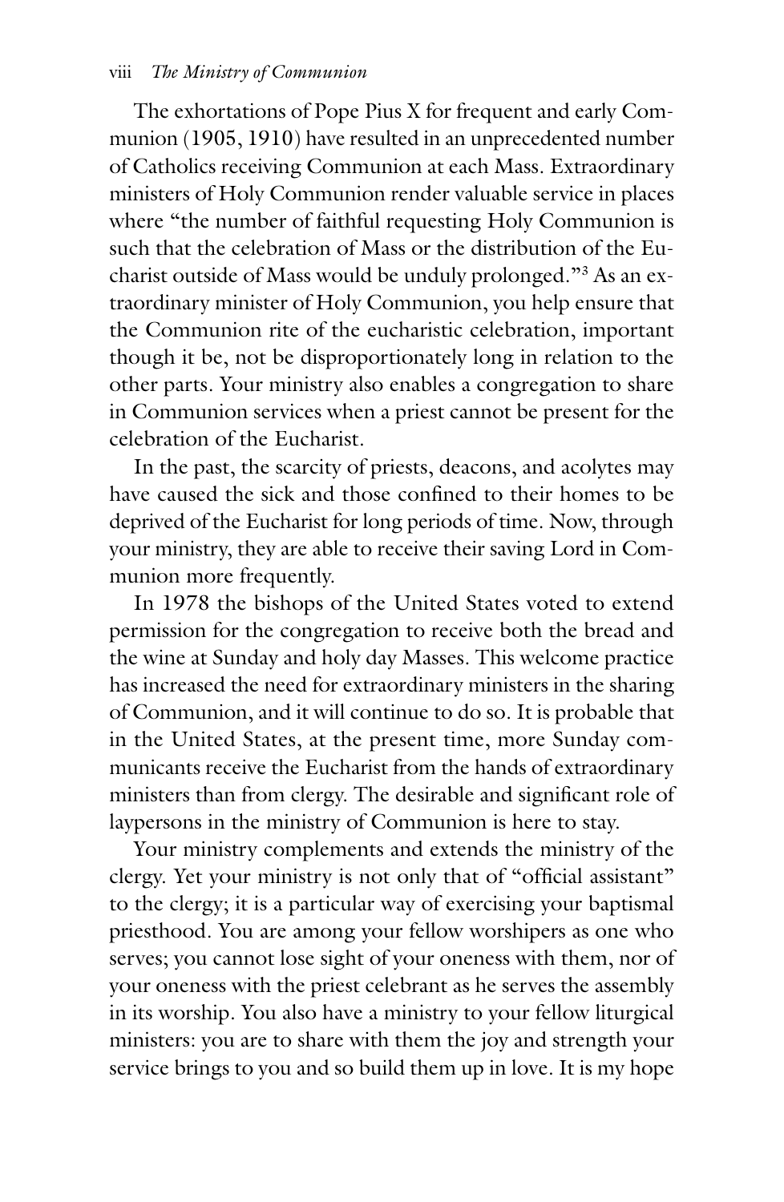The exhortations of Pope Pius X for frequent and early Communion (1905, 1910) have resulted in an unprecedented number of Catholics receiving Communion at each Mass. Extraordinary ministers of Holy Communion render valuable service in places where "the number of faithful requesting Holy Communion is such that the celebration of Mass or the distribution of the Eucharist outside of Mass would be unduly prolonged."[3] As an extraordinary minister of Holy Communion, you help ensure that the Communion rite of the eucharistic celebration, important though it be, not be disproportionately long in relation to the other parts. Your ministry also enables a congregation to share in Communion services when a priest cannot be present for the celebration of the Eucharist.

In the past, the scarcity of priests, deacons, and acolytes may have caused the sick and those confined to their homes to be deprived of the Eucharist for long periods of time. Now, through your ministry, they are able to receive their saving Lord in Communion more frequently.

In 1978 the bishops of the United States voted to extend permission for the congregation to receive both the bread and the wine at Sunday and holy day Masses. This welcome practice has increased the need for extraordinary ministers in the sharing of Communion, and it will continue to do so. It is probable that in the United States, at the present time, more Sunday communicants receive the Eucharist from the hands of extraordinary ministers than from clergy. The desirable and significant role of laypersons in the ministry of Communion is here to stay.

Your ministry complements and extends the ministry of the clergy. Yet your ministry is not only that of "official assistant" to the clergy; it is a particular way of exercising your baptismal priesthood. You are among your fellow worshipers as one who serves; you cannot lose sight of your oneness with them, nor of your oneness with the priest celebrant as he serves the assembly in its worship. You also have a ministry to your fellow liturgical ministers: you are to share with them the joy and strength your service brings to you and so build them up in love. It is my hope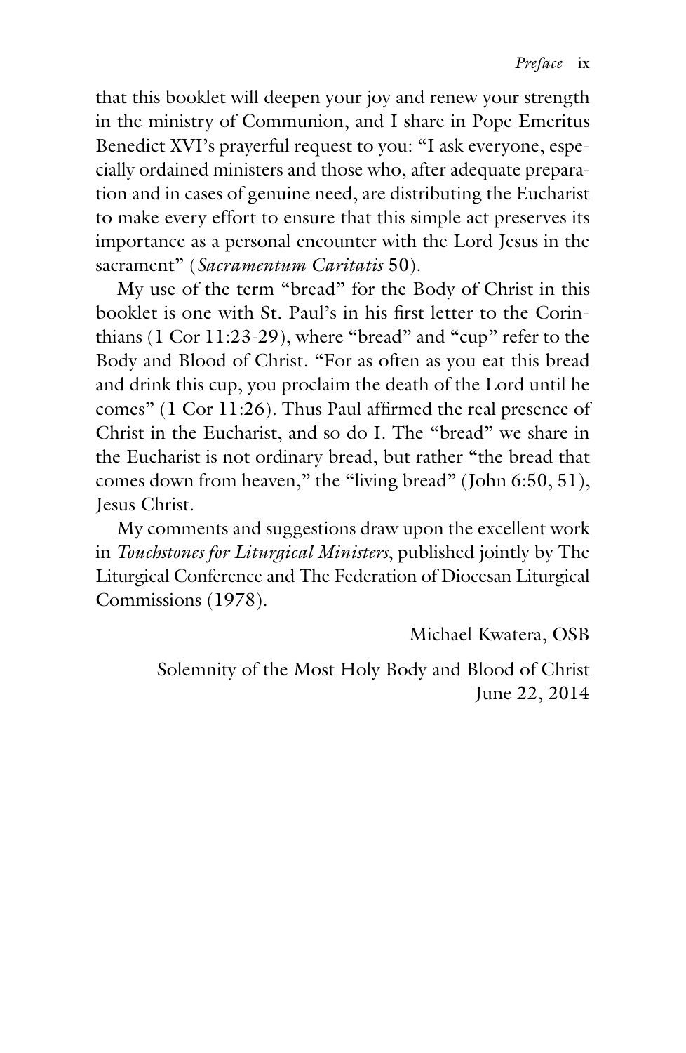that this booklet will deepen your joy and renew your strength in the ministry of Communion, and I share in Pope Emeritus Benedict XVI's prayerful request to you: "I ask everyone, especially ordained ministers and those who, after adequate preparation and in cases of genuine need, are distributing the Eucharist to make every effort to ensure that this simple act preserves its importance as a personal encounter with the Lord Jesus in the sacrament" (*Sacramentum Caritatis* 50).

My use of the term "bread" for the Body of Christ in this booklet is one with St. Paul's in his first letter to the Corinthians (1 Cor 11:23-29), where "bread" and "cup" refer to the Body and Blood of Christ. "For as often as you eat this bread and drink this cup, you proclaim the death of the Lord until he comes" (1 Cor 11:26). Thus Paul affirmed the real presence of Christ in the Eucharist, and so do I. The "bread" we share in the Eucharist is not ordinary bread, but rather "the bread that comes down from heaven," the "living bread" (John 6:50, 51), Jesus Christ.

My comments and suggestions draw upon the excellent work in *Touchstones for Liturgical Ministers*, published jointly by The Liturgical Conference and The Federation of Diocesan Liturgical Commissions (1978).

Michael Kwatera, OSB

Solemnity of the Most Holy Body and Blood of Christ
June 22, 2014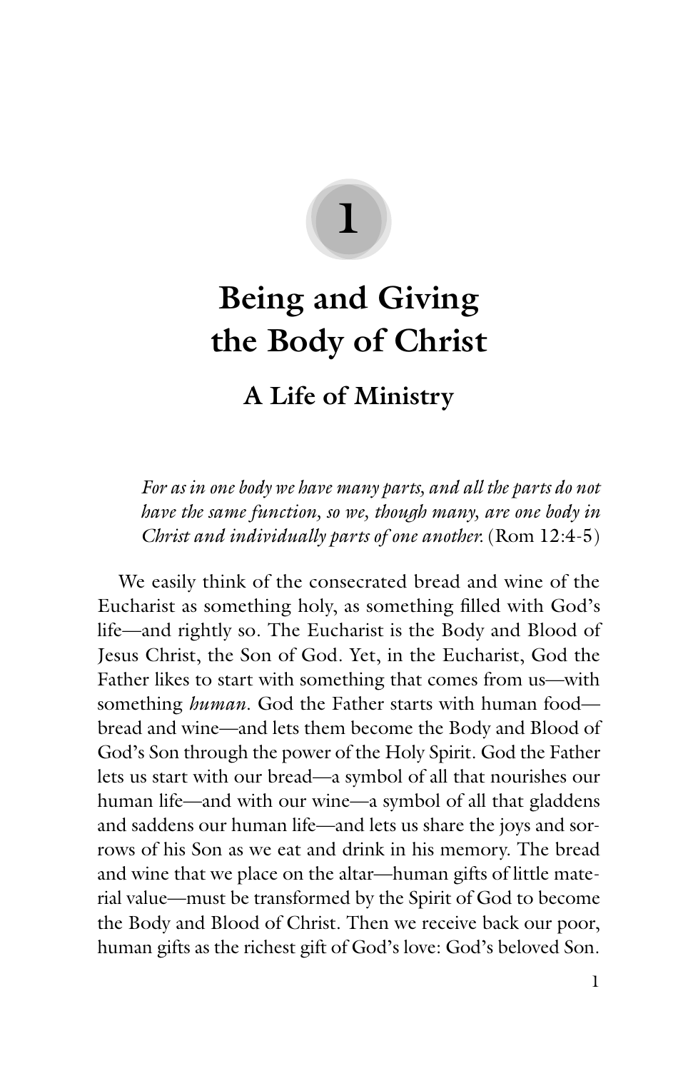# 1

# Being and Giving the Body of Christ

## A Life of Ministry

> *For as in one body we have many parts, and all the parts do not have the same function, so we, though many, are one body in Christ and individually parts of one another.* (Rom 12:4-5)

We easily think of the consecrated bread and wine of the Eucharist as something holy, as something filled with God's life—and rightly so. The Eucharist is the Body and Blood of Jesus Christ, the Son of God. Yet, in the Eucharist, God the Father likes to start with something that comes from us—with something *human*. God the Father starts with human food—bread and wine—and lets them become the Body and Blood of God's Son through the power of the Holy Spirit. God the Father lets us start with our bread—a symbol of all that nourishes our human life—and with our wine—a symbol of all that gladdens and saddens our human life—and lets us share the joys and sorrows of his Son as we eat and drink in his memory. The bread and wine that we place on the altar—human gifts of little material value—must be transformed by the Spirit of God to become the Body and Blood of Christ. Then we receive back our poor, human gifts as the richest gift of God's love: God's beloved Son.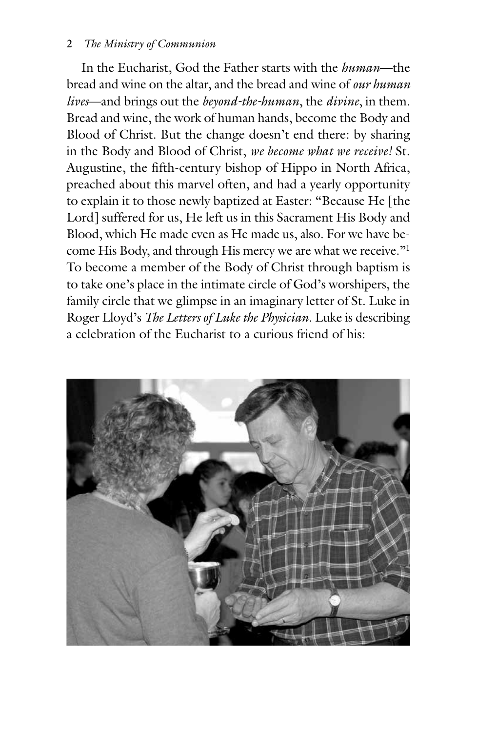In the Eucharist, God the Father starts with the *human*—the bread and wine on the altar, and the bread and wine of *our human lives*—and brings out the *beyond-the-human*, the *divine*, in them. Bread and wine, the work of human hands, become the Body and Blood of Christ. But the change doesn't end there: by sharing in the Body and Blood of Christ, *we become what we receive!* St. Augustine, the fifth-century bishop of Hippo in North Africa, preached about this marvel often, and had a yearly opportunity to explain it to those newly baptized at Easter: "Because He [the Lord] suffered for us, He left us in this Sacrament His Body and Blood, which He made even as He made us, also. For we have become His Body, and through His mercy we are what we receive."[1] To become a member of the Body of Christ through baptism is to take one's place in the intimate circle of God's worshipers, the family circle that we glimpse in an imaginary letter of St. Luke in Roger Lloyd's *The Letters of Luke the Physician*. Luke is describing a celebration of the Eucharist to a curious friend of his: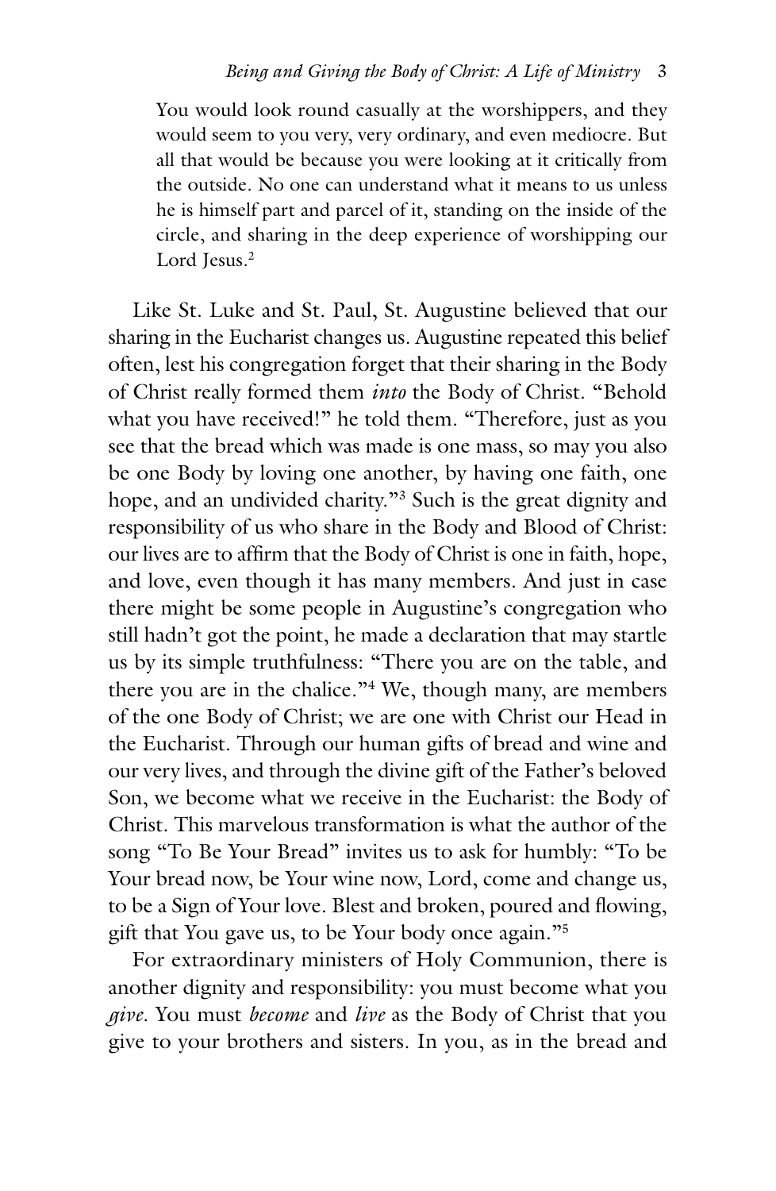> You would look round casually at the worshippers, and they would seem to you very, very ordinary, and even mediocre. But all that would be because you were looking at it critically from the outside. No one can understand what it means to us unless he is himself part and parcel of it, standing on the inside of the circle, and sharing in the deep experience of worshipping our Lord Jesus.[2]

Like St. Luke and St. Paul, St. Augustine believed that our sharing in the Eucharist changes us. Augustine repeated this belief often, lest his congregation forget that their sharing in the Body of Christ really formed them *into* the Body of Christ. "Behold what you have received!" he told them. "Therefore, just as you see that the bread which was made is one mass, so may you also be one Body by loving one another, by having one faith, one hope, and an undivided charity."[3] Such is the great dignity and responsibility of us who share in the Body and Blood of Christ: our lives are to affirm that the Body of Christ is one in faith, hope, and love, even though it has many members. And just in case there might be some people in Augustine's congregation who still hadn't got the point, he made a declaration that may startle us by its simple truthfulness: "There you are on the table, and there you are in the chalice."[4] We, though many, are members of the one Body of Christ; we are one with Christ our Head in the Eucharist. Through our human gifts of bread and wine and our very lives, and through the divine gift of the Father's beloved Son, we become what we receive in the Eucharist: the Body of Christ. This marvelous transformation is what the author of the song "To Be Your Bread" invites us to ask for humbly: "To be Your bread now, be Your wine now, Lord, come and change us, to be a Sign of Your love. Blest and broken, poured and flowing, gift that You gave us, to be Your body once again."[5]

For extraordinary ministers of Holy Communion, there is another dignity and responsibility: you must become what you *give*. You must *become* and *live* as the Body of Christ that you give to your brothers and sisters. In you, as in the bread and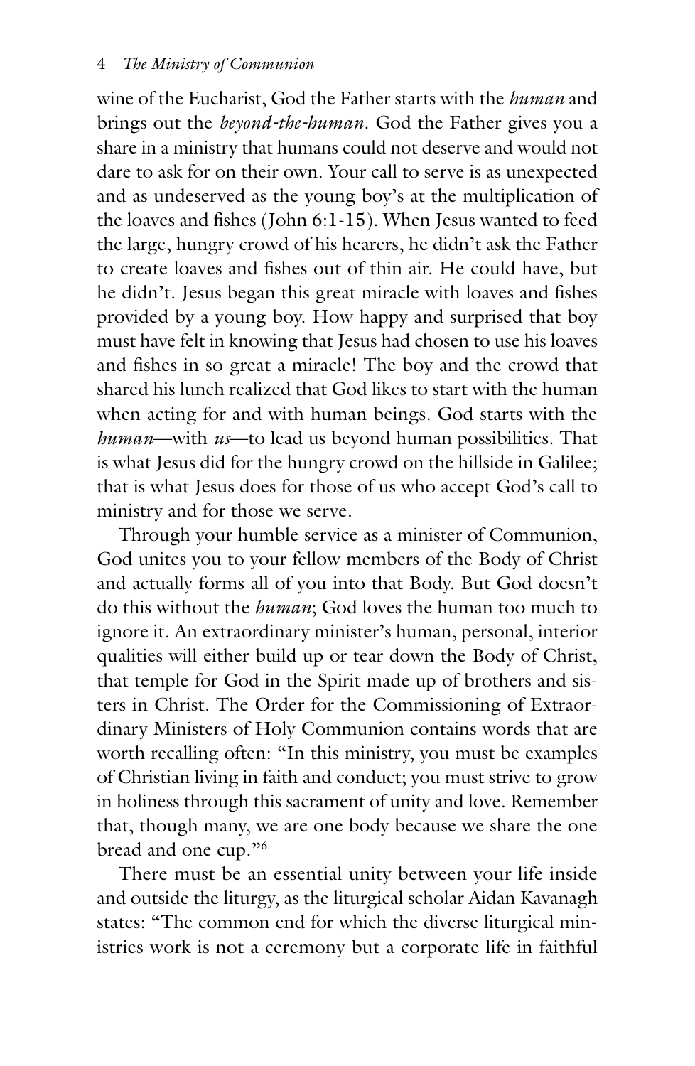wine of the Eucharist, God the Father starts with the *human* and brings out the *beyond-the-human*. God the Father gives you a share in a ministry that humans could not deserve and would not dare to ask for on their own. Your call to serve is as unexpected and as undeserved as the young boy's at the multiplication of the loaves and fishes (John 6:1-15). When Jesus wanted to feed the large, hungry crowd of his hearers, he didn't ask the Father to create loaves and fishes out of thin air. He could have, but he didn't. Jesus began this great miracle with loaves and fishes provided by a young boy. How happy and surprised that boy must have felt in knowing that Jesus had chosen to use his loaves and fishes in so great a miracle! The boy and the crowd that shared his lunch realized that God likes to start with the human when acting for and with human beings. God starts with the *human*—with *us*—to lead us beyond human possibilities. That is what Jesus did for the hungry crowd on the hillside in Galilee; that is what Jesus does for those of us who accept God's call to ministry and for those we serve.

Through your humble service as a minister of Communion, God unites you to your fellow members of the Body of Christ and actually forms all of you into that Body. But God doesn't do this without the *human*; God loves the human too much to ignore it. An extraordinary minister's human, personal, interior qualities will either build up or tear down the Body of Christ, that temple for God in the Spirit made up of brothers and sisters in Christ. The Order for the Commissioning of Extraordinary Ministers of Holy Communion contains words that are worth recalling often: "In this ministry, you must be examples of Christian living in faith and conduct; you must strive to grow in holiness through this sacrament of unity and love. Remember that, though many, we are one body because we share the one bread and one cup."[6]

There must be an essential unity between your life inside and outside the liturgy, as the liturgical scholar Aidan Kavanagh states: "The common end for which the diverse liturgical ministries work is not a ceremony but a corporate life in faithful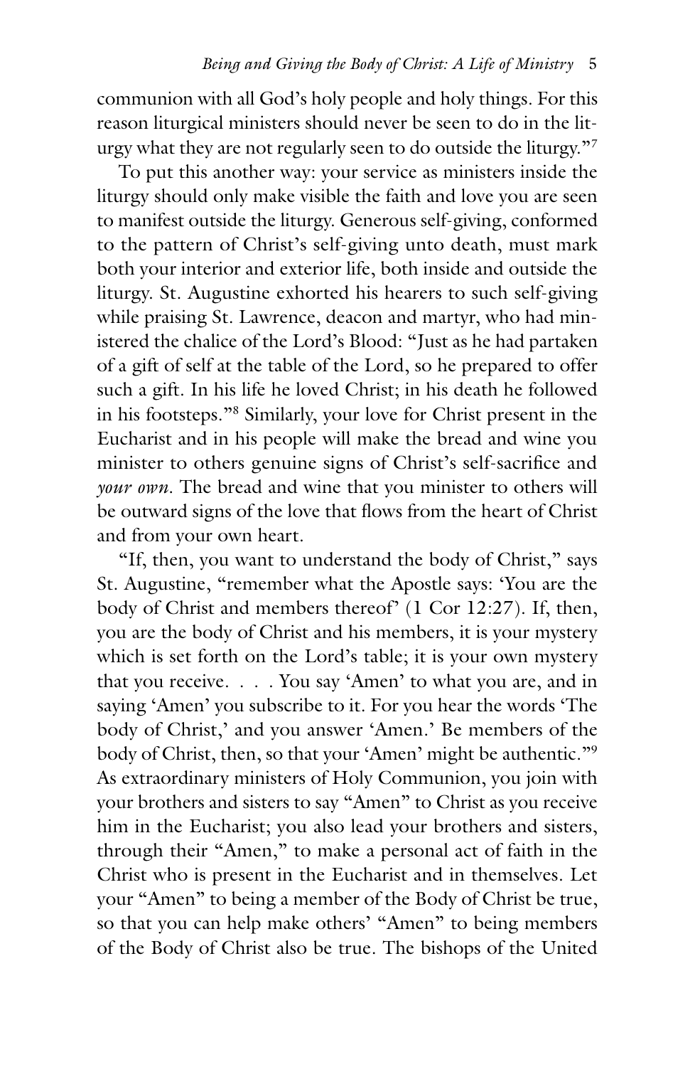communion with all God's holy people and holy things. For this reason liturgical ministers should never be seen to do in the liturgy what they are not regularly seen to do outside the liturgy."[7]

To put this another way: your service as ministers inside the liturgy should only make visible the faith and love you are seen to manifest outside the liturgy. Generous self-giving, conformed to the pattern of Christ's self-giving unto death, must mark both your interior and exterior life, both inside and outside the liturgy. St. Augustine exhorted his hearers to such self-giving while praising St. Lawrence, deacon and martyr, who had ministered the chalice of the Lord's Blood: "Just as he had partaken of a gift of self at the table of the Lord, so he prepared to offer such a gift. In his life he loved Christ; in his death he followed in his footsteps."[8] Similarly, your love for Christ present in the Eucharist and in his people will make the bread and wine you minister to others genuine signs of Christ's self-sacrifice and *your own*. The bread and wine that you minister to others will be outward signs of the love that flows from the heart of Christ and from your own heart.

"If, then, you want to understand the body of Christ," says St. Augustine, "remember what the Apostle says: 'You are the body of Christ and members thereof' (1 Cor 12:27). If, then, you are the body of Christ and his members, it is your mystery which is set forth on the Lord's table; it is your own mystery that you receive. . . . You say 'Amen' to what you are, and in saying 'Amen' you subscribe to it. For you hear the words 'The body of Christ,' and you answer 'Amen.' Be members of the body of Christ, then, so that your 'Amen' might be authentic."[9] As extraordinary ministers of Holy Communion, you join with your brothers and sisters to say "Amen" to Christ as you receive him in the Eucharist; you also lead your brothers and sisters, through their "Amen," to make a personal act of faith in the Christ who is present in the Eucharist and in themselves. Let your "Amen" to being a member of the Body of Christ be true, so that you can help make others' "Amen" to being members of the Body of Christ also be true. The bishops of the United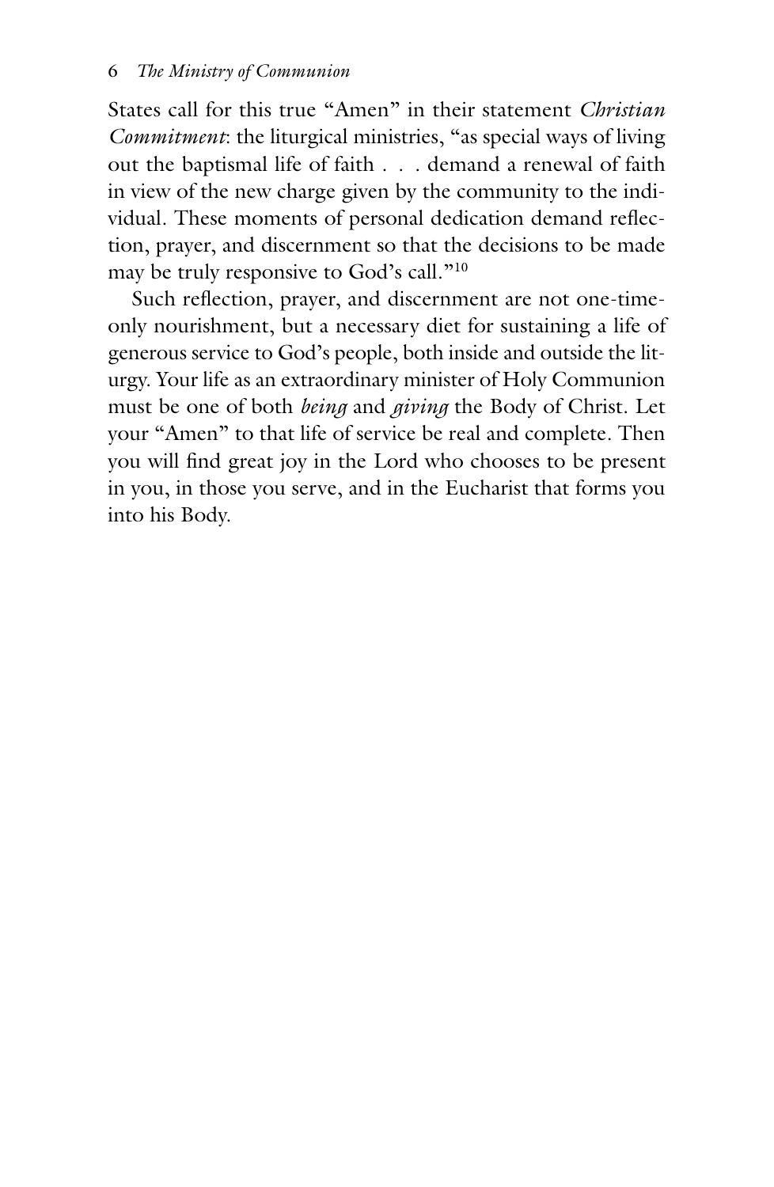States call for this true "Amen" in their statement *Christian Commitment*: the liturgical ministries, "as special ways of living out the baptismal life of faith . . . demand a renewal of faith in view of the new charge given by the community to the individual. These moments of personal dedication demand reflection, prayer, and discernment so that the decisions to be made may be truly responsive to God's call."[10]

Such reflection, prayer, and discernment are not one-time-only nourishment, but a necessary diet for sustaining a life of generous service to God's people, both inside and outside the liturgy. Your life as an extraordinary minister of Holy Communion must be one of both *being* and *giving* the Body of Christ. Let your "Amen" to that life of service be real and complete. Then you will find great joy in the Lord who chooses to be present in you, in those you serve, and in the Eucharist that forms you into his Body.